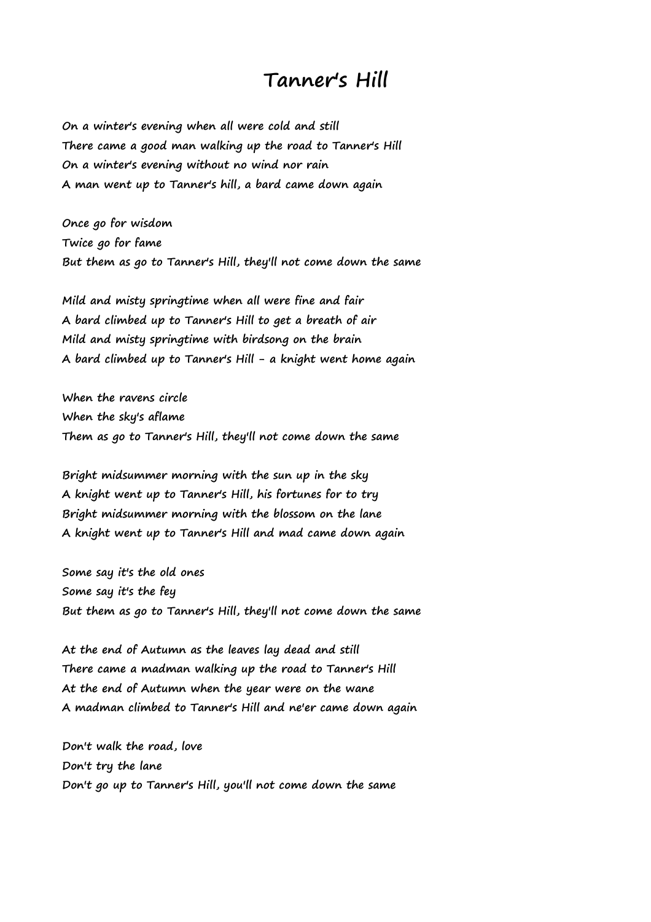# Tanner's Hill

On a winter's evening when all were cold and still
There came a good man walking up the road to Tanner's Hill
On a winter's evening without no wind nor rain
A man went up to Tanner's hill, a bard came down again

Once go for wisdom
Twice go for fame
But them as go to Tanner's Hill, they'll not come down the same

Mild and misty springtime when all were fine and fair
A bard climbed up to Tanner's Hill to get a breath of air
Mild and misty springtime with birdsong on the brain
A bard climbed up to Tanner's Hill - a knight went home again

When the ravens circle
When the sky's aflame
Them as go to Tanner's Hill, they'll not come down the same

Bright midsummer morning with the sun up in the sky
A knight went up to Tanner's Hill, his fortunes for to try
Bright midsummer morning with the blossom on the lane
A knight went up to Tanner's Hill and mad came down again

Some say it's the old ones
Some say it's the fey
But them as go to Tanner's Hill, they'll not come down the same

At the end of Autumn as the leaves lay dead and still
There came a madman walking up the road to Tanner's Hill
At the end of Autumn when the year were on the wane
A madman climbed to Tanner's Hill and ne'er came down again

Don't walk the road, love
Don't try the lane
Don't go up to Tanner's Hill, you'll not come down the same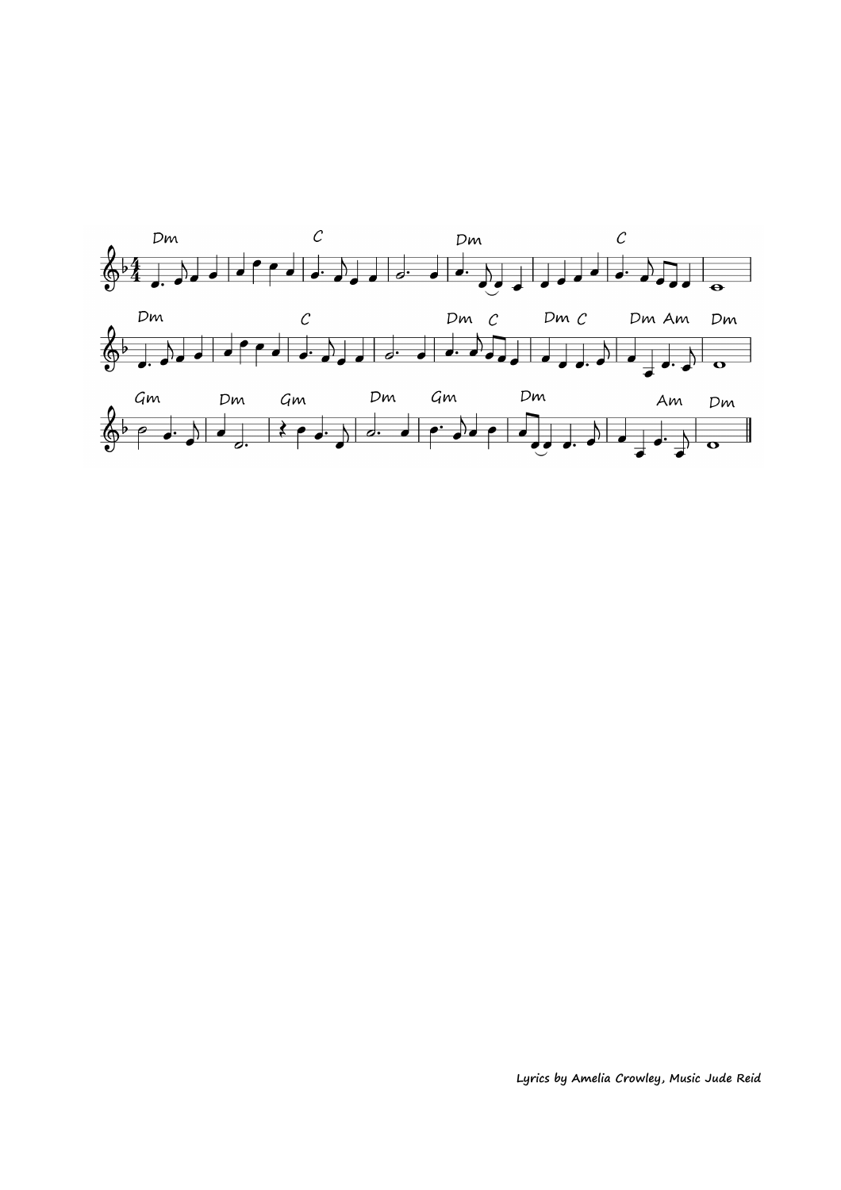*Lyrics by Amelia Crowley, Music Jude Reid*